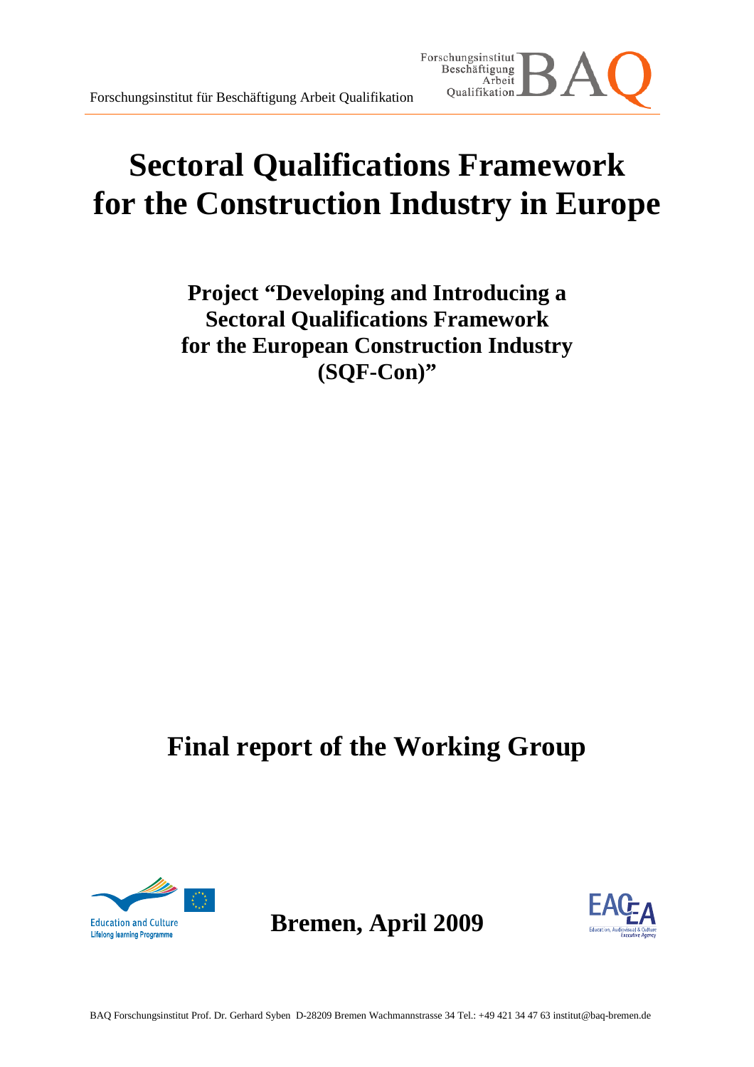Forschungsinstitut für Beschäftigung Arbeit Qualifikation

# Sectoral Qualifications Framework for the Construction Industry in Europe

## Project "Developing and Introducing a Sectoral Qualifications Framework for the European Construction Industry (SQF-Con)"

## Final report of the Working Group

**Bremen, April 2009**

BAQ Forschungsinstitut Prof. Dr. Gerhard Syben D-28209 Bremen Wachmannstrasse 34 Tel.: +49 421 34 47 63 institut@baq-bremen.de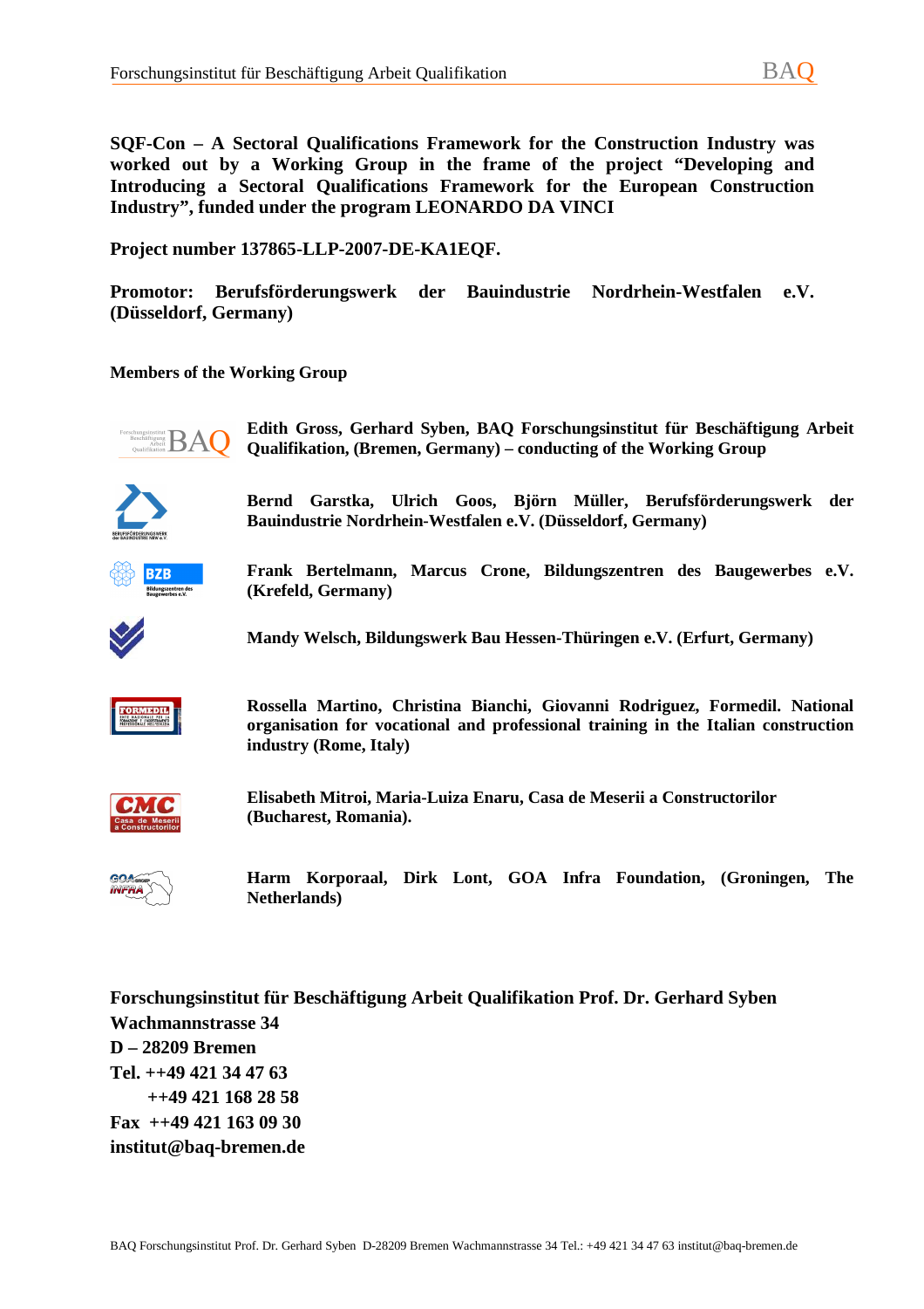**SQF-Con – A Sectoral Qualifications Framework for the Construction Industry was worked out by a Working Group in the frame of the project "Developing and Introducing a Sectoral Qualifications Framework for the European Construction Industry", funded under the program LEONARDO DA VINCI**

**Project number 137865-LLP-2007-DE-KA1EQF.**

**Promotor: Berufsförderungswerk der Bauindustrie Nordrhein-Westfalen e.V. (Düsseldorf, Germany)**

**Members of the Working Group**

**Edith Gross, Gerhard Syben, BAQ Forschungsinstitut für Beschäftigung Arbeit Qualifikation, (Bremen, Germany) – conducting of the Working Group**

**Bernd Garstka, Ulrich Goos, Björn Müller, Berufsförderungswerk der Bauindustrie Nordrhein-Westfalen e.V. (Düsseldorf, Germany)**

**Frank Bertelmann, Marcus Crone, Bildungszentren des Baugewerbes e.V. (Krefeld, Germany)**

**Mandy Welsch, Bildungswerk Bau Hessen-Thüringen e.V. (Erfurt, Germany)**

**Rossella Martino, Christina Bianchi, Giovanni Rodriguez, Formedil. National organisation for vocational and professional training in the Italian construction industry (Rome, Italy)**

**Elisabeth Mitroi, Maria-Luiza Enaru, Casa de Meserii a Constructorilor (Bucharest, Romania).**

**Harm Korporaal, Dirk Lont, GOA Infra Foundation, (Groningen, The Netherlands)**

**Forschungsinstitut für Beschäftigung Arbeit Qualifikation Prof. Dr. Gerhard Syben**
**Wachmannstrasse 34**
**D – 28209 Bremen**
**Tel. ++49 421 34 47 63**
**++49 421 168 28 58**
**Fax ++49 421 163 09 30**
**institut@baq-bremen.de**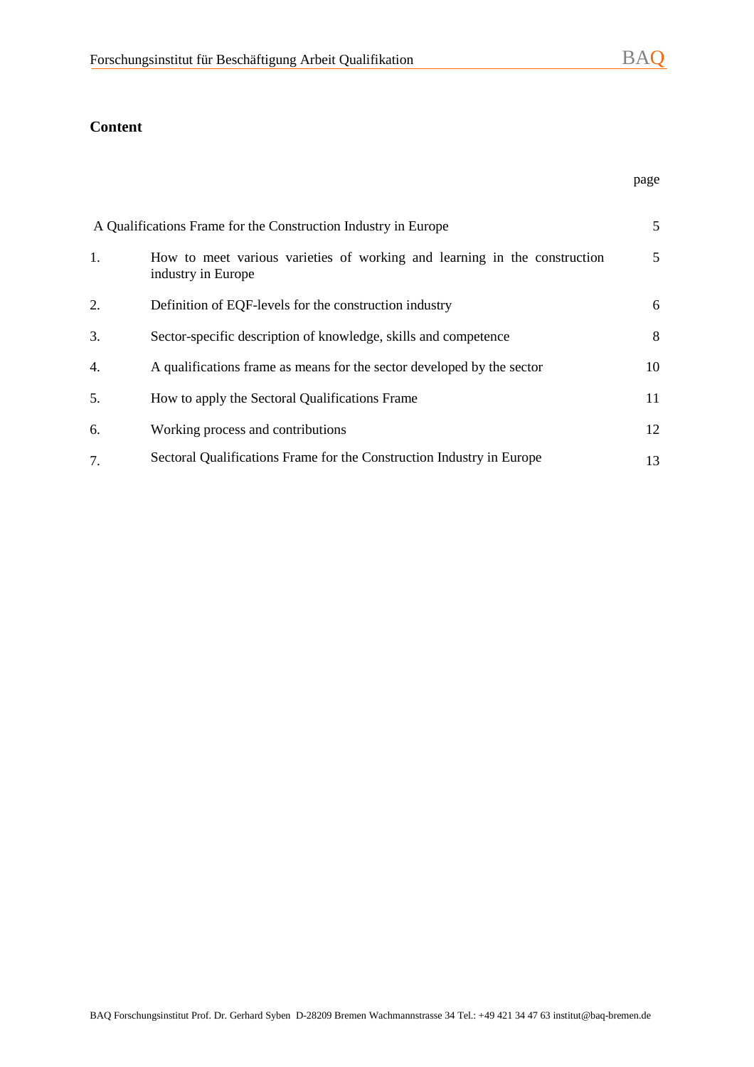## Content

| | | page |
|---|---|---|
| A Qualifications Frame for the Construction Industry in Europe | | 5 |
| 1. | How to meet various varieties of working and learning in the construction industry in Europe | 5 |
| 2. | Definition of EQF-levels for the construction industry | 6 |
| 3. | Sector-specific description of knowledge, skills and competence | 8 |
| 4. | A qualifications frame as means for the sector developed by the sector | 10 |
| 5. | How to apply the Sectoral Qualifications Frame | 11 |
| 6. | Working process and contributions | 12 |
| 7. | Sectoral Qualifications Frame for the Construction Industry in Europe | 13 |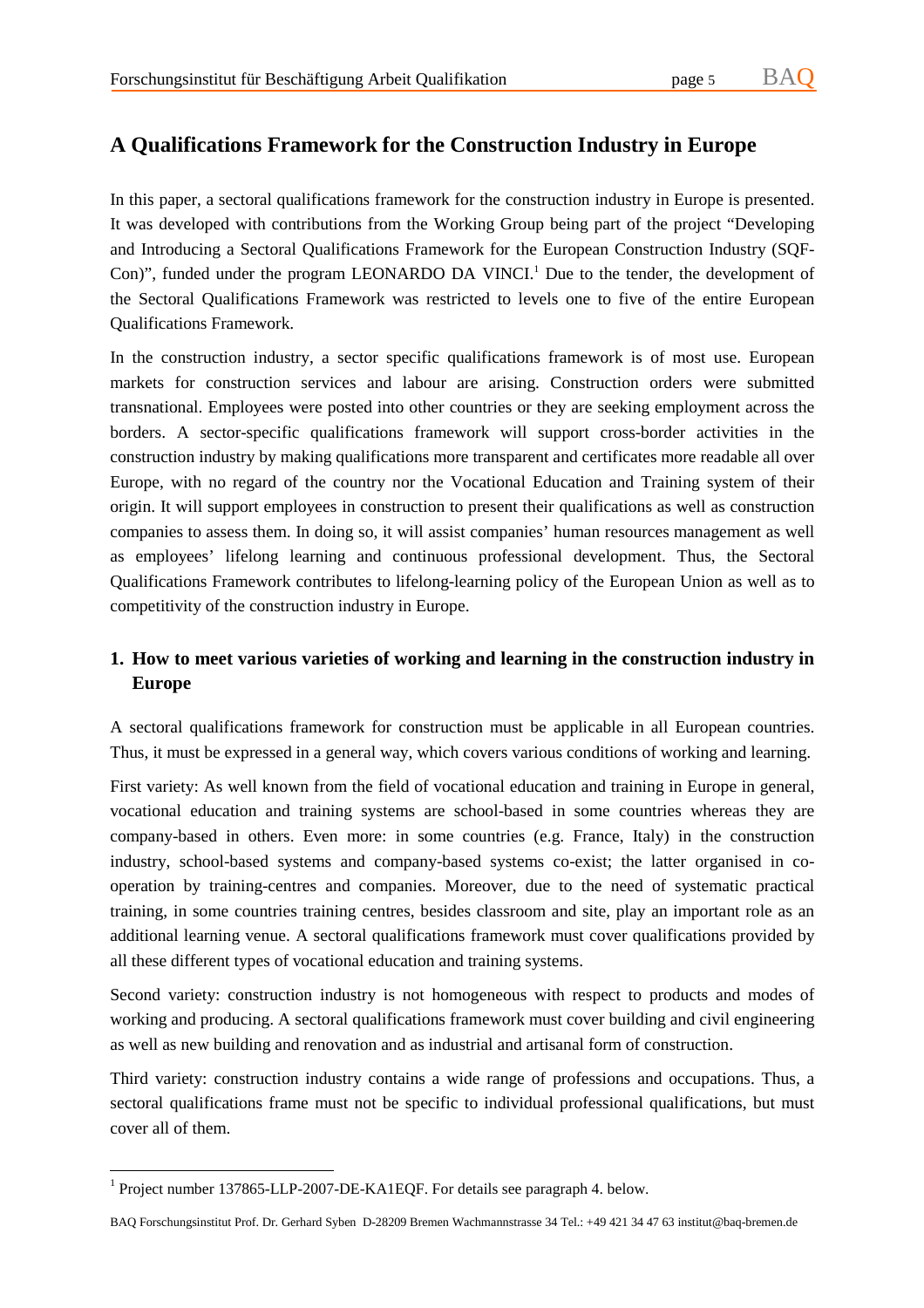# A Qualifications Framework for the Construction Industry in Europe

In this paper, a sectoral qualifications framework for the construction industry in Europe is presented. It was developed with contributions from the Working Group being part of the project "Developing and Introducing a Sectoral Qualifications Framework for the European Construction Industry (SQF-Con)", funded under the program LEONARDO DA VINCI.[1] Due to the tender, the development of the Sectoral Qualifications Framework was restricted to levels one to five of the entire European Qualifications Framework.

In the construction industry, a sector specific qualifications framework is of most use. European markets for construction services and labour are arising. Construction orders were submitted transnational. Employees were posted into other countries or they are seeking employment across the borders. A sector-specific qualifications framework will support cross-border activities in the construction industry by making qualifications more transparent and certificates more readable all over Europe, with no regard of the country nor the Vocational Education and Training system of their origin. It will support employees in construction to present their qualifications as well as construction companies to assess them. In doing so, it will assist companies' human resources management as well as employees' lifelong learning and continuous professional development. Thus, the Sectoral Qualifications Framework contributes to lifelong-learning policy of the European Union as well as to competitivity of the construction industry in Europe.

## 1. How to meet various varieties of working and learning in the construction industry in Europe

A sectoral qualifications framework for construction must be applicable in all European countries. Thus, it must be expressed in a general way, which covers various conditions of working and learning.

First variety: As well known from the field of vocational education and training in Europe in general, vocational education and training systems are school-based in some countries whereas they are company-based in others. Even more: in some countries (e.g. France, Italy) in the construction industry, school-based systems and company-based systems co-exist; the latter organised in co-operation by training-centres and companies. Moreover, due to the need of systematic practical training, in some countries training centres, besides classroom and site, play an important role as an additional learning venue. A sectoral qualifications framework must cover qualifications provided by all these different types of vocational education and training systems.

Second variety: construction industry is not homogeneous with respect to products and modes of working and producing. A sectoral qualifications framework must cover building and civil engineering as well as new building and renovation and as industrial and artisanal form of construction.

Third variety: construction industry contains a wide range of professions and occupations. Thus, a sectoral qualifications frame must not be specific to individual professional qualifications, but must cover all of them.

[1] Project number 137865-LLP-2007-DE-KA1EQF. For details see paragraph 4. below.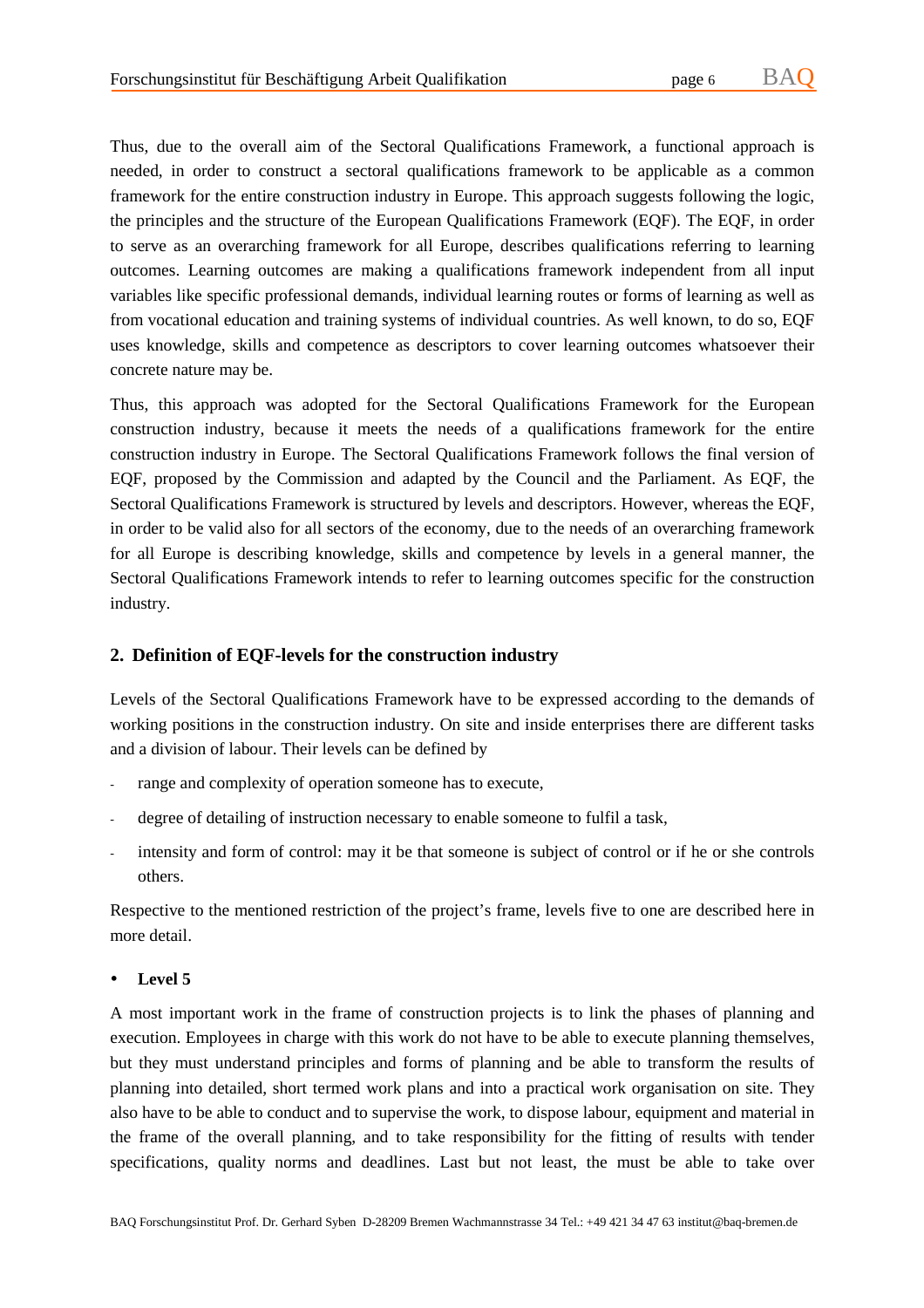Thus, due to the overall aim of the Sectoral Qualifications Framework, a functional approach is needed, in order to construct a sectoral qualifications framework to be applicable as a common framework for the entire construction industry in Europe. This approach suggests following the logic, the principles and the structure of the European Qualifications Framework (EQF). The EQF, in order to serve as an overarching framework for all Europe, describes qualifications referring to learning outcomes. Learning outcomes are making a qualifications framework independent from all input variables like specific professional demands, individual learning routes or forms of learning as well as from vocational education and training systems of individual countries. As well known, to do so, EQF uses knowledge, skills and competence as descriptors to cover learning outcomes whatsoever their concrete nature may be.

Thus, this approach was adopted for the Sectoral Qualifications Framework for the European construction industry, because it meets the needs of a qualifications framework for the entire construction industry in Europe. The Sectoral Qualifications Framework follows the final version of EQF, proposed by the Commission and adapted by the Council and the Parliament. As EQF, the Sectoral Qualifications Framework is structured by levels and descriptors. However, whereas the EQF, in order to be valid also for all sectors of the economy, due to the needs of an overarching framework for all Europe is describing knowledge, skills and competence by levels in a general manner, the Sectoral Qualifications Framework intends to refer to learning outcomes specific for the construction industry.

## 2. Definition of EQF-levels for the construction industry

Levels of the Sectoral Qualifications Framework have to be expressed according to the demands of working positions in the construction industry. On site and inside enterprises there are different tasks and a division of labour. Their levels can be defined by

- range and complexity of operation someone has to execute,
- degree of detailing of instruction necessary to enable someone to fulfil a task,
- intensity and form of control: may it be that someone is subject of control or if he or she controls others.

Respective to the mentioned restriction of the project's frame, levels five to one are described here in more detail.

- **Level 5**

A most important work in the frame of construction projects is to link the phases of planning and execution. Employees in charge with this work do not have to be able to execute planning themselves, but they must understand principles and forms of planning and be able to transform the results of planning into detailed, short termed work plans and into a practical work organisation on site. They also have to be able to conduct and to supervise the work, to dispose labour, equipment and material in the frame of the overall planning, and to take responsibility for the fitting of results with tender specifications, quality norms and deadlines. Last but not least, the must be able to take over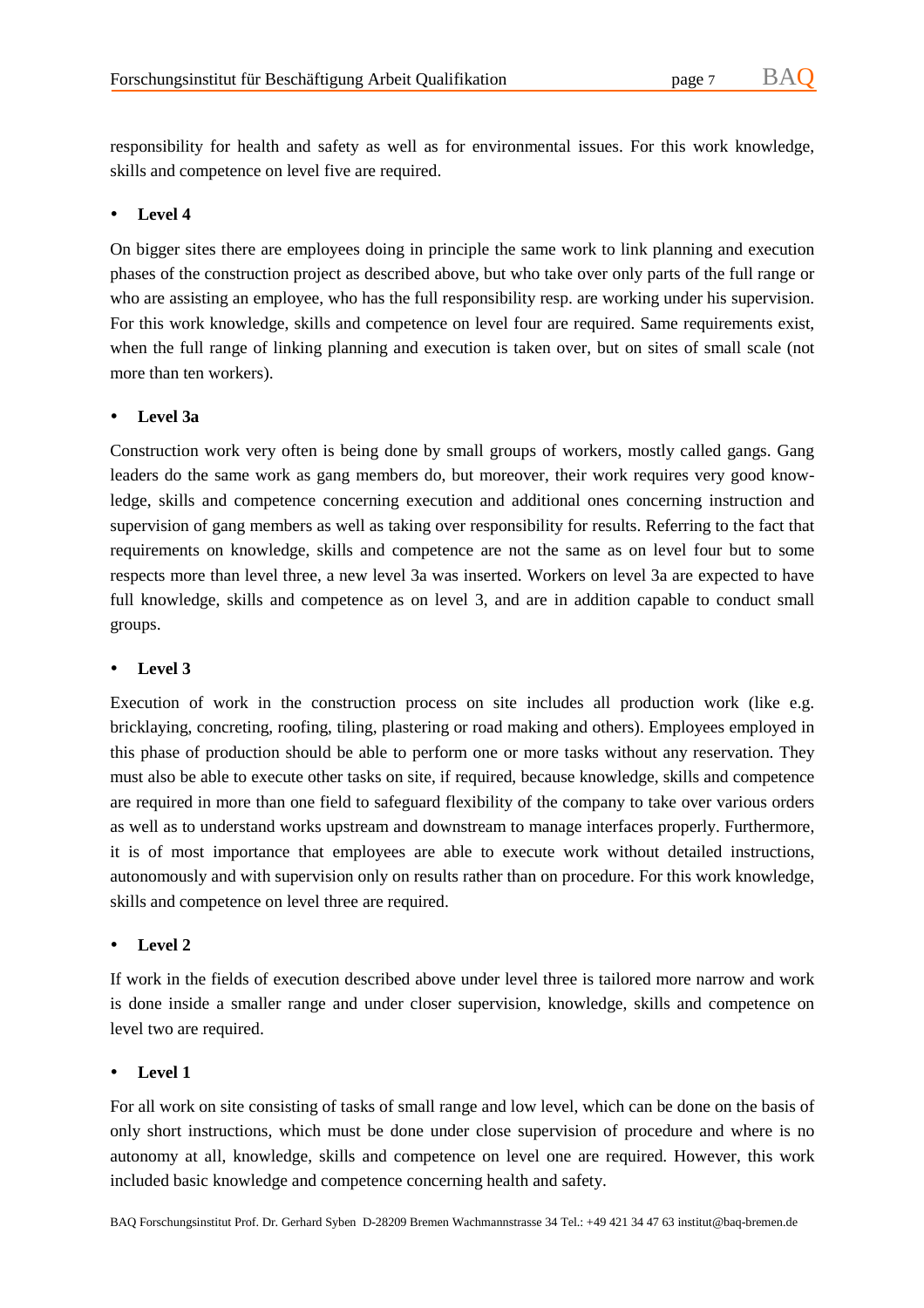responsibility for health and safety as well as for environmental issues. For this work knowledge, skills and competence on level five are required.

- **Level 4**

On bigger sites there are employees doing in principle the same work to link planning and execution phases of the construction project as described above, but who take over only parts of the full range or who are assisting an employee, who has the full responsibility resp. are working under his supervision. For this work knowledge, skills and competence on level four are required. Same requirements exist, when the full range of linking planning and execution is taken over, but on sites of small scale (not more than ten workers).

- **Level 3a**

Construction work very often is being done by small groups of workers, mostly called gangs. Gang leaders do the same work as gang members do, but moreover, their work requires very good knowledge, skills and competence concerning execution and additional ones concerning instruction and supervision of gang members as well as taking over responsibility for results. Referring to the fact that requirements on knowledge, skills and competence are not the same as on level four but to some respects more than level three, a new level 3a was inserted. Workers on level 3a are expected to have full knowledge, skills and competence as on level 3, and are in addition capable to conduct small groups.

- **Level 3**

Execution of work in the construction process on site includes all production work (like e.g. bricklaying, concreting, roofing, tiling, plastering or road making and others). Employees employed in this phase of production should be able to perform one or more tasks without any reservation. They must also be able to execute other tasks on site, if required, because knowledge, skills and competence are required in more than one field to safeguard flexibility of the company to take over various orders as well as to understand works upstream and downstream to manage interfaces properly. Furthermore, it is of most importance that employees are able to execute work without detailed instructions, autonomously and with supervision only on results rather than on procedure. For this work knowledge, skills and competence on level three are required.

- **Level 2**

If work in the fields of execution described above under level three is tailored more narrow and work is done inside a smaller range and under closer supervision, knowledge, skills and competence on level two are required.

- **Level 1**

For all work on site consisting of tasks of small range and low level, which can be done on the basis of only short instructions, which must be done under close supervision of procedure and where is no autonomy at all, knowledge, skills and competence on level one are required. However, this work included basic knowledge and competence concerning health and safety.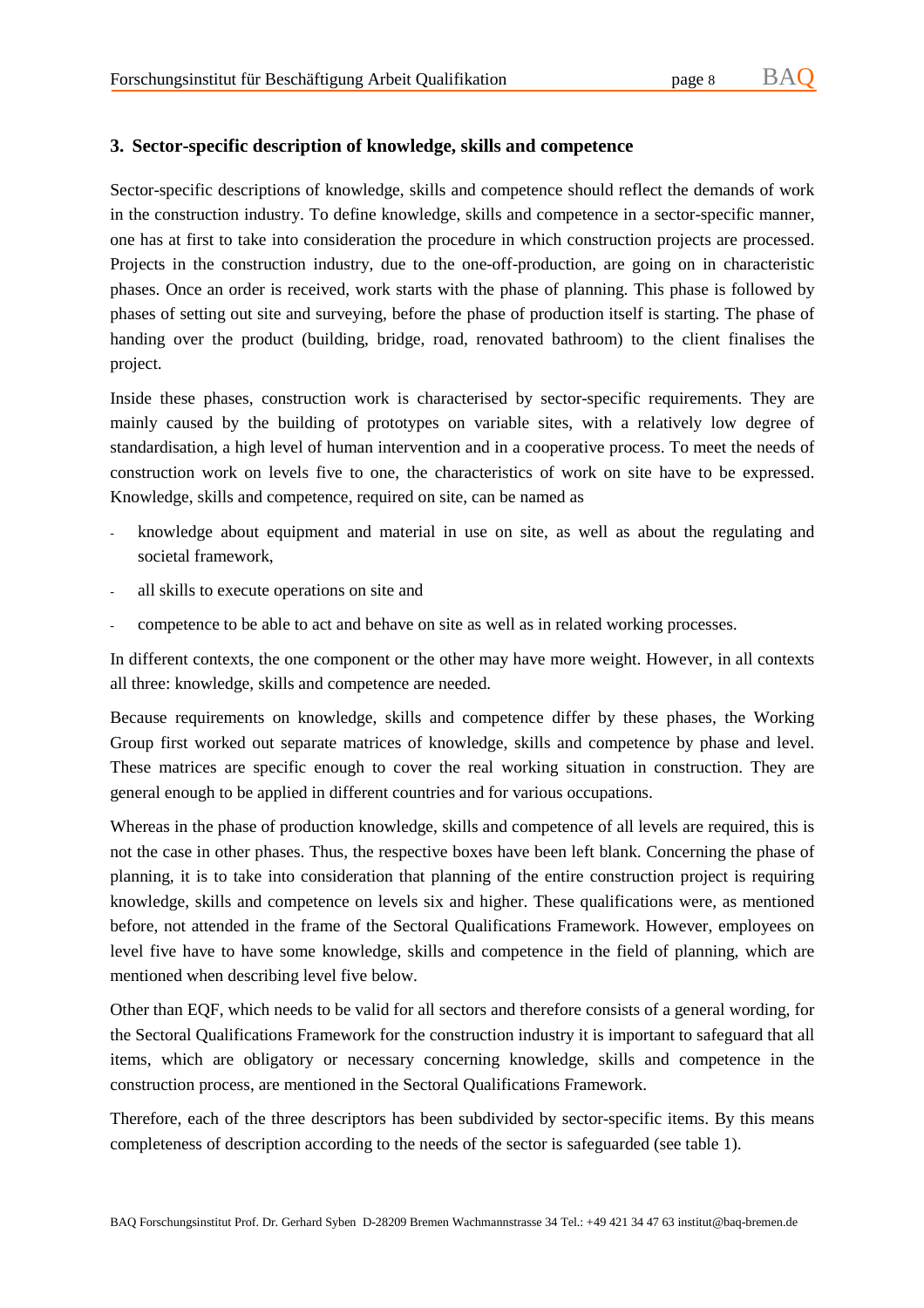## 3. Sector-specific description of knowledge, skills and competence

Sector-specific descriptions of knowledge, skills and competence should reflect the demands of work in the construction industry. To define knowledge, skills and competence in a sector-specific manner, one has at first to take into consideration the procedure in which construction projects are processed. Projects in the construction industry, due to the one-off-production, are going on in characteristic phases. Once an order is received, work starts with the phase of planning. This phase is followed by phases of setting out site and surveying, before the phase of production itself is starting. The phase of handing over the product (building, bridge, road, renovated bathroom) to the client finalises the project.

Inside these phases, construction work is characterised by sector-specific requirements. They are mainly caused by the building of prototypes on variable sites, with a relatively low degree of standardisation, a high level of human intervention and in a cooperative process. To meet the needs of construction work on levels five to one, the characteristics of work on site have to be expressed. Knowledge, skills and competence, required on site, can be named as

- knowledge about equipment and material in use on site, as well as about the regulating and societal framework,
- all skills to execute operations on site and
- competence to be able to act and behave on site as well as in related working processes.

In different contexts, the one component or the other may have more weight. However, in all contexts all three: knowledge, skills and competence are needed.

Because requirements on knowledge, skills and competence differ by these phases, the Working Group first worked out separate matrices of knowledge, skills and competence by phase and level. These matrices are specific enough to cover the real working situation in construction. They are general enough to be applied in different countries and for various occupations.

Whereas in the phase of production knowledge, skills and competence of all levels are required, this is not the case in other phases. Thus, the respective boxes have been left blank. Concerning the phase of planning, it is to take into consideration that planning of the entire construction project is requiring knowledge, skills and competence on levels six and higher. These qualifications were, as mentioned before, not attended in the frame of the Sectoral Qualifications Framework. However, employees on level five have to have some knowledge, skills and competence in the field of planning, which are mentioned when describing level five below.

Other than EQF, which needs to be valid for all sectors and therefore consists of a general wording, for the Sectoral Qualifications Framework for the construction industry it is important to safeguard that all items, which are obligatory or necessary concerning knowledge, skills and competence in the construction process, are mentioned in the Sectoral Qualifications Framework.

Therefore, each of the three descriptors has been subdivided by sector-specific items. By this means completeness of description according to the needs of the sector is safeguarded (see table 1).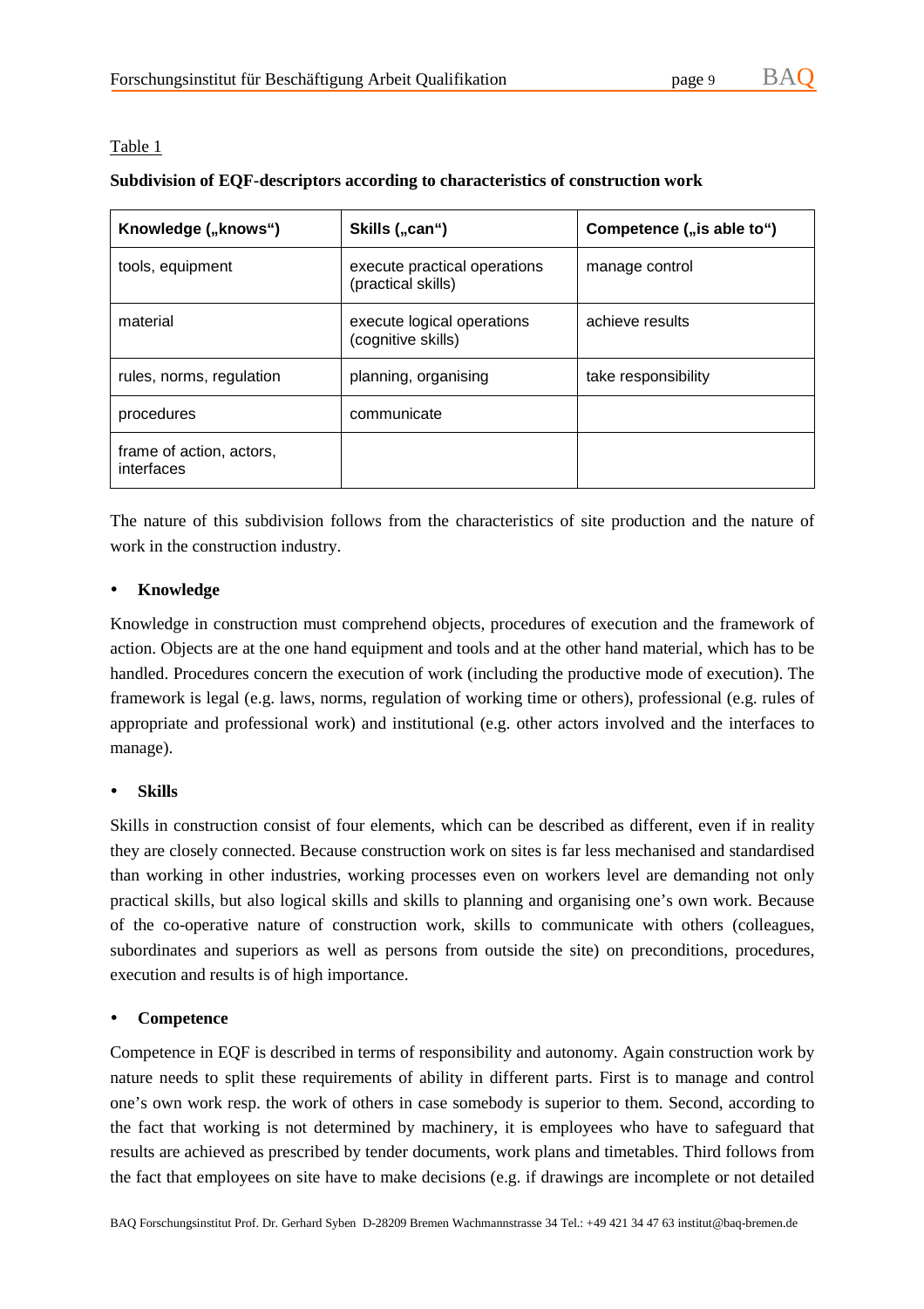Table 1

**Subdivision of EQF-descriptors according to characteristics of construction work**

| Knowledge („knows“) | Skills („can“) | Competence („is able to“) |
|---|---|---|
| tools, equipment | execute practical operations (practical skills) | manage control |
| material | execute logical operations (cognitive skills) | achieve results |
| rules, norms, regulation | planning, organising | take responsibility |
| procedures | communicate | |
| frame of action, actors, interfaces | | |

The nature of this subdivision follows from the characteristics of site production and the nature of work in the construction industry.

- **Knowledge**

Knowledge in construction must comprehend objects, procedures of execution and the framework of action. Objects are at the one hand equipment and tools and at the other hand material, which has to be handled. Procedures concern the execution of work (including the productive mode of execution). The framework is legal (e.g. laws, norms, regulation of working time or others), professional (e.g. rules of appropriate and professional work) and institutional (e.g. other actors involved and the interfaces to manage).

- **Skills**

Skills in construction consist of four elements, which can be described as different, even if in reality they are closely connected. Because construction work on sites is far less mechanised and standardised than working in other industries, working processes even on workers level are demanding not only practical skills, but also logical skills and skills to planning and organising one's own work. Because of the co-operative nature of construction work, skills to communicate with others (colleagues, subordinates and superiors as well as persons from outside the site) on preconditions, procedures, execution and results is of high importance.

- **Competence**

Competence in EQF is described in terms of responsibility and autonomy. Again construction work by nature needs to split these requirements of ability in different parts. First is to manage and control one's own work resp. the work of others in case somebody is superior to them. Second, according to the fact that working is not determined by machinery, it is employees who have to safeguard that results are achieved as prescribed by tender documents, work plans and timetables. Third follows from the fact that employees on site have to make decisions (e.g. if drawings are incomplete or not detailed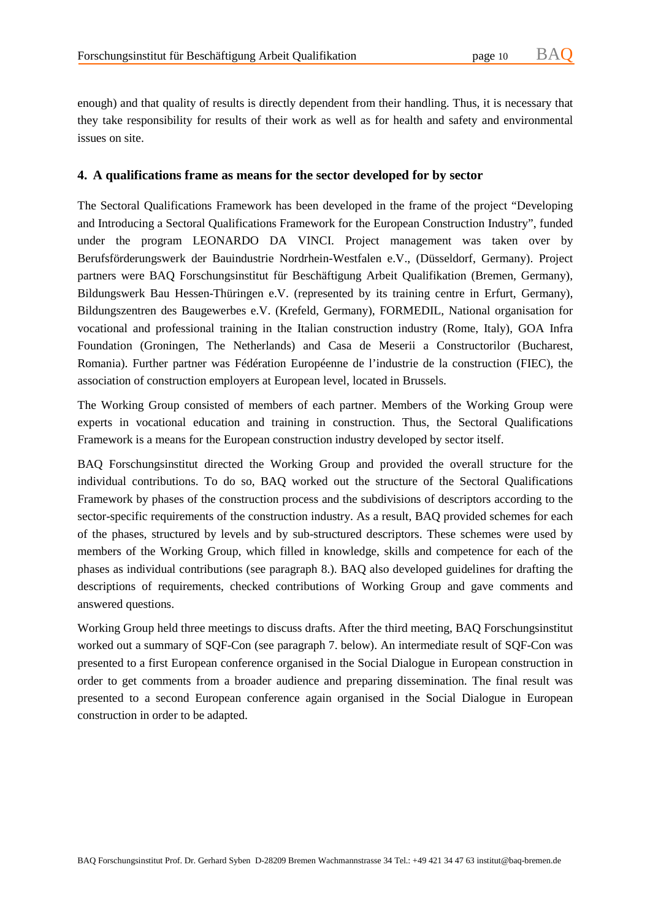enough) and that quality of results is directly dependent from their handling. Thus, it is necessary that they take responsibility for results of their work as well as for health and safety and environmental issues on site.

## 4. A qualifications frame as means for the sector developed for by sector

The Sectoral Qualifications Framework has been developed in the frame of the project "Developing and Introducing a Sectoral Qualifications Framework for the European Construction Industry", funded under the program LEONARDO DA VINCI. Project management was taken over by Berufsförderungswerk der Bauindustrie Nordrhein-Westfalen e.V., (Düsseldorf, Germany). Project partners were BAQ Forschungsinstitut für Beschäftigung Arbeit Qualifikation (Bremen, Germany), Bildungswerk Bau Hessen-Thüringen e.V. (represented by its training centre in Erfurt, Germany), Bildungszentren des Baugewerbes e.V. (Krefeld, Germany), FORMEDIL, National organisation for vocational and professional training in the Italian construction industry (Rome, Italy), GOA Infra Foundation (Groningen, The Netherlands) and Casa de Meserii a Constructorilor (Bucharest, Romania). Further partner was Fédération Européenne de l'industrie de la construction (FIEC), the association of construction employers at European level, located in Brussels.

The Working Group consisted of members of each partner. Members of the Working Group were experts in vocational education and training in construction. Thus, the Sectoral Qualifications Framework is a means for the European construction industry developed by sector itself.

BAQ Forschungsinstitut directed the Working Group and provided the overall structure for the individual contributions. To do so, BAQ worked out the structure of the Sectoral Qualifications Framework by phases of the construction process and the subdivisions of descriptors according to the sector-specific requirements of the construction industry. As a result, BAQ provided schemes for each of the phases, structured by levels and by sub-structured descriptors. These schemes were used by members of the Working Group, which filled in knowledge, skills and competence for each of the phases as individual contributions (see paragraph 8.). BAQ also developed guidelines for drafting the descriptions of requirements, checked contributions of Working Group and gave comments and answered questions.

Working Group held three meetings to discuss drafts. After the third meeting, BAQ Forschungsinstitut worked out a summary of SQF-Con (see paragraph 7. below). An intermediate result of SQF-Con was presented to a first European conference organised in the Social Dialogue in European construction in order to get comments from a broader audience and preparing dissemination. The final result was presented to a second European conference again organised in the Social Dialogue in European construction in order to be adapted.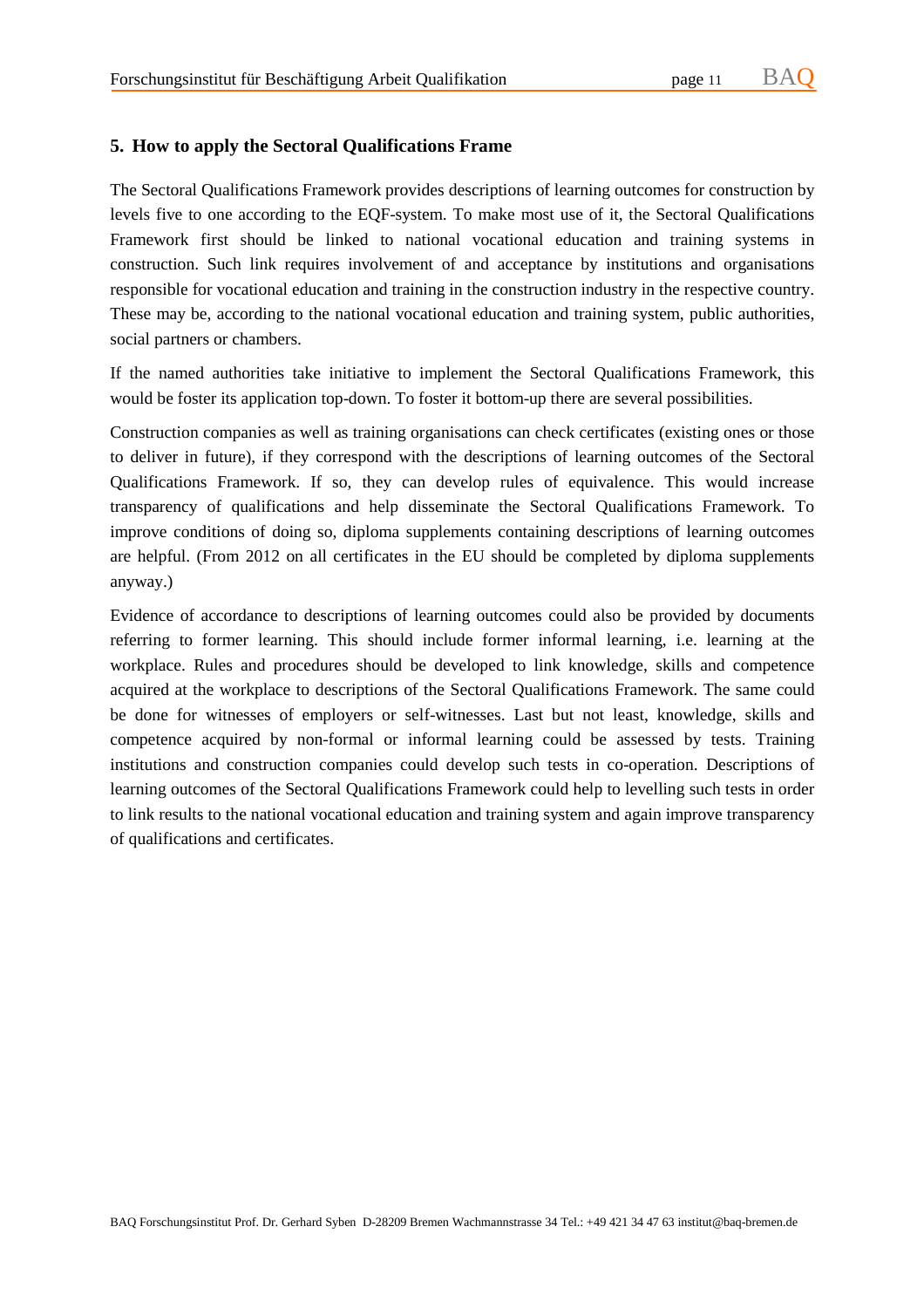## 5. How to apply the Sectoral Qualifications Frame

The Sectoral Qualifications Framework provides descriptions of learning outcomes for construction by levels five to one according to the EQF-system. To make most use of it, the Sectoral Qualifications Framework first should be linked to national vocational education and training systems in construction. Such link requires involvement of and acceptance by institutions and organisations responsible for vocational education and training in the construction industry in the respective country. These may be, according to the national vocational education and training system, public authorities, social partners or chambers.

If the named authorities take initiative to implement the Sectoral Qualifications Framework, this would be foster its application top-down. To foster it bottom-up there are several possibilities.

Construction companies as well as training organisations can check certificates (existing ones or those to deliver in future), if they correspond with the descriptions of learning outcomes of the Sectoral Qualifications Framework. If so, they can develop rules of equivalence. This would increase transparency of qualifications and help disseminate the Sectoral Qualifications Framework. To improve conditions of doing so, diploma supplements containing descriptions of learning outcomes are helpful. (From 2012 on all certificates in the EU should be completed by diploma supplements anyway.)

Evidence of accordance to descriptions of learning outcomes could also be provided by documents referring to former learning. This should include former informal learning, i.e. learning at the workplace. Rules and procedures should be developed to link knowledge, skills and competence acquired at the workplace to descriptions of the Sectoral Qualifications Framework. The same could be done for witnesses of employers or self-witnesses. Last but not least, knowledge, skills and competence acquired by non-formal or informal learning could be assessed by tests. Training institutions and construction companies could develop such tests in co-operation. Descriptions of learning outcomes of the Sectoral Qualifications Framework could help to levelling such tests in order to link results to the national vocational education and training system and again improve transparency of qualifications and certificates.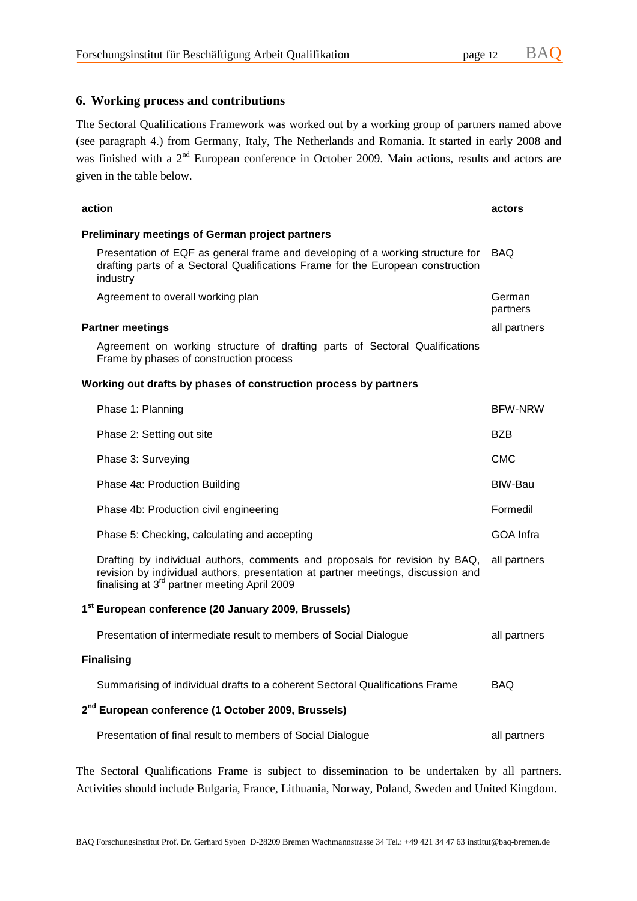## 6. Working process and contributions

The Sectoral Qualifications Framework was worked out by a working group of partners named above (see paragraph 4.) from Germany, Italy, The Netherlands and Romania. It started in early 2008 and was finished with a 2nd European conference in October 2009. Main actions, results and actors are given in the table below.

| action | actors |
|---|---|
| **Preliminary meetings of German project partners** | |
| Presentation of EQF as general frame and developing of a working structure for drafting parts of a Sectoral Qualifications Frame for the European construction industry | BAQ |
| Agreement to overall working plan | German partners |
| **Partner meetings** | all partners |
| Agreement on working structure of drafting parts of Sectoral Qualifications Frame by phases of construction process | |
| **Working out drafts by phases of construction process by partners** | |
| Phase 1: Planning | BFW-NRW |
| Phase 2: Setting out site | BZB |
| Phase 3: Surveying | CMC |
| Phase 4a: Production Building | BIW-Bau |
| Phase 4b: Production civil engineering | Formedil |
| Phase 5: Checking, calculating and accepting | GOA Infra |
| Drafting by individual authors, comments and proposals for revision by BAQ, revision by individual authors, presentation at partner meetings, discussion and finalising at 3rd partner meeting April 2009 | all partners |
| **1st European conference (20 January 2009, Brussels)** | |
| Presentation of intermediate result to members of Social Dialogue | all partners |
| **Finalising** | |
| Summarising of individual drafts to a coherent Sectoral Qualifications Frame | BAQ |
| **2nd European conference (1 October 2009, Brussels)** | |
| Presentation of final result to members of Social Dialogue | all partners |

The Sectoral Qualifications Frame is subject to dissemination to be undertaken by all partners. Activities should include Bulgaria, France, Lithuania, Norway, Poland, Sweden and United Kingdom.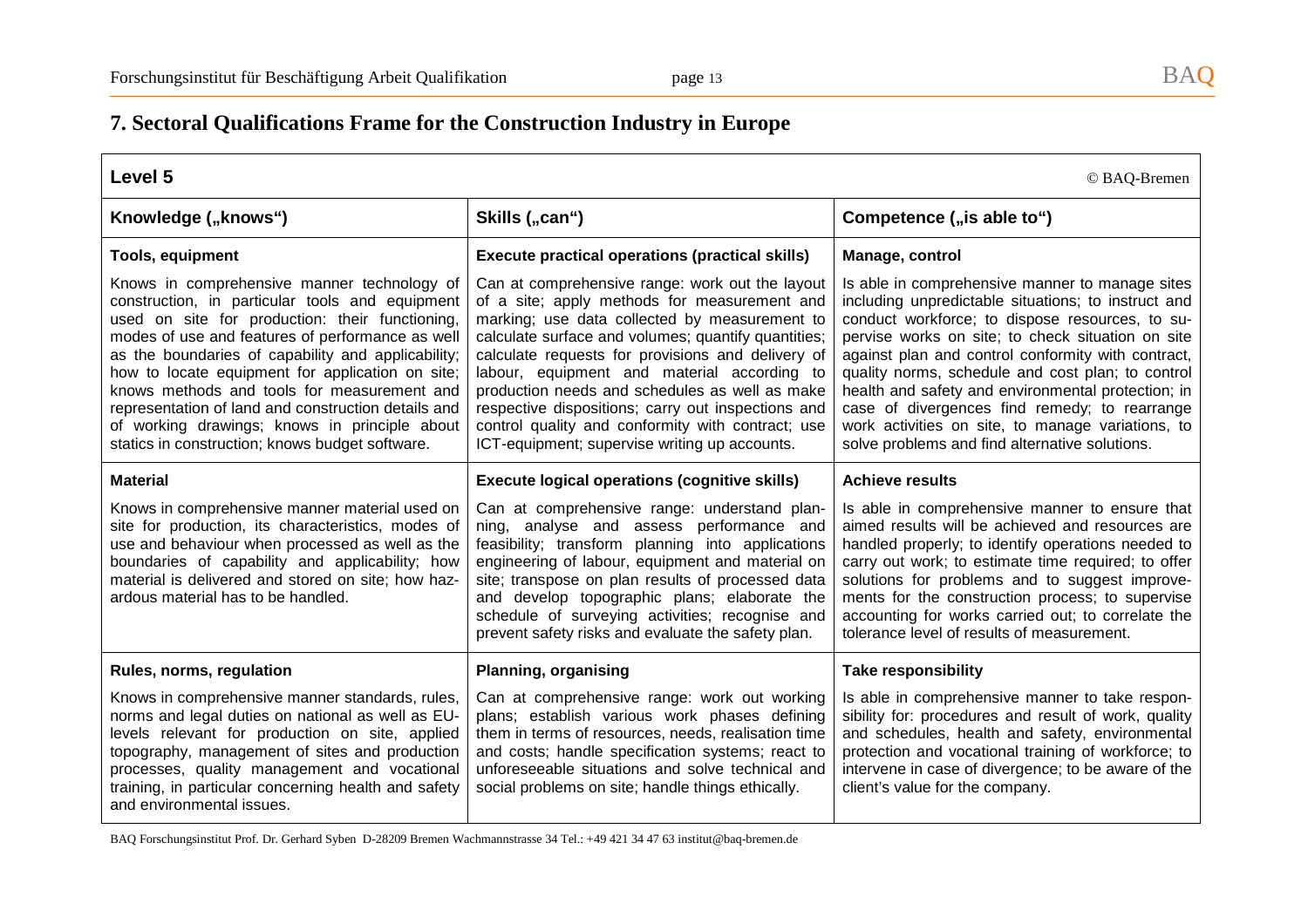## 7. Sectoral Qualifications Frame for the Construction Industry in Europe

**Level 5** © BAQ-Bremen

| Knowledge („knows") | Skills („can") | Competence („is able to") |
|---|---|---|
| **Tools, equipment** | **Execute practical operations (practical skills)** | **Manage, control** |
| Knows in comprehensive manner technology of construction, in particular tools and equipment used on site for production: their functioning, modes of use and features of performance as well as the boundaries of capability and applicability; how to locate equipment for application on site; knows methods and tools for measurement and representation of land and construction details and of working drawings; knows in principle about statics in construction; knows budget software. | Can at comprehensive range: work out the layout of a site; apply methods for measurement and marking; use data collected by measurement to calculate surface and volumes; quantify quantities; calculate requests for provisions and delivery of labour, equipment and material according to production needs and schedules as well as make respective dispositions; carry out inspections and control quality and conformity with contract; use ICT-equipment; supervise writing up accounts. | Is able in comprehensive manner to manage sites including unpredictable situations; to instruct and conduct workforce; to dispose resources, to supervise works on site; to check situation on site against plan and control conformity with contract, quality norms, schedule and cost plan; to control health and safety and environmental protection; in case of divergences find remedy; to rearrange work activities on site, to manage variations, to solve problems and find alternative solutions. |
| **Material** | **Execute logical operations (cognitive skills)** | **Achieve results** |
| Knows in comprehensive manner material used on site for production, its characteristics, modes of use and behaviour when processed as well as the boundaries of capability and applicability; how material is delivered and stored on site; how hazardous material has to be handled. | Can at comprehensive range: understand planning, analyse and assess performance and feasibility; transform planning into applications engineering of labour, equipment and material on site; transpose on plan results of processed data and develop topographic plans; elaborate the schedule of surveying activities; recognise and prevent safety risks and evaluate the safety plan. | Is able in comprehensive manner to ensure that aimed results will be achieved and resources are handled properly; to identify operations needed to carry out work; to estimate time required; to offer solutions for problems and to suggest improvements for the construction process; to supervise accounting for works carried out; to correlate the tolerance level of results of measurement. |
| **Rules, norms, regulation** | **Planning, organising** | **Take responsibility** |
| Knows in comprehensive manner standards, rules, norms and legal duties on national as well as EU-levels relevant for production on site, applied topography, management of sites and production processes, quality management and vocational training, in particular concerning health and safety and environmental issues. | Can at comprehensive range: work out working plans; establish various work phases defining them in terms of resources, needs, realisation time and costs; handle specification systems; react to unforeseeable situations and solve technical and social problems on site; handle things ethically. | Is able in comprehensive manner to take responsibility for: procedures and result of work, quality and schedules, health and safety, environmental protection and vocational training of workforce; to intervene in case of divergence; to be aware of the client's value for the company. |

BAQ Forschungsinstitut Prof. Dr. Gerhard Syben D-28209 Bremen Wachmannstrasse 34 Tel.: +49 421 34 47 63 institut@baq-bremen.de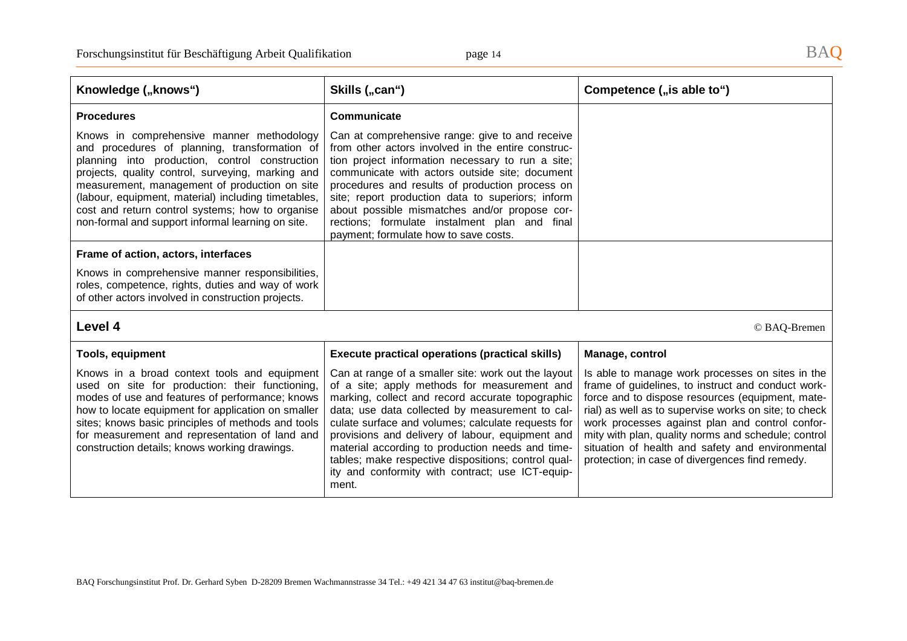| Knowledge („knows“) | Skills („can“) | Competence („is able to“) |
|---|---|---|
| **Procedures**<br><br>Knows in comprehensive manner methodology and procedures of planning, transformation of planning into production, control construction projects, quality control, surveying, marking and measurement, management of production on site (labour, equipment, material) including timetables, cost and return control systems; how to organise non-formal and support informal learning on site. | **Communicate**<br><br>Can at comprehensive range: give to and receive from other actors involved in the entire construction project information necessary to run a site; communicate with actors outside site; document procedures and results of production process on site; report production data to superiors; inform about possible mismatches and/or propose corrections; formulate instalment plan and final payment; formulate how to save costs. | |
| **Frame of action, actors, interfaces**<br><br>Knows in comprehensive manner responsibilities, roles, competence, rights, duties and way of work of other actors involved in construction projects. | | |

## Level 4

© BAQ-Bremen

| Tools, equipment | Execute practical operations (practical skills) | Manage, control |
|---|---|---|
| Knows in a broad context tools and equipment used on site for production: their functioning, modes of use and features of performance; knows how to locate equipment for application on smaller sites; knows basic principles of methods and tools for measurement and representation of land and construction details; knows working drawings. | Can at range of a smaller site: work out the layout of a site; apply methods for measurement and marking, collect and record accurate topographic data; use data collected by measurement to calculate surface and volumes; calculate requests for provisions and delivery of labour, equipment and material according to production needs and timetables; make respective dispositions; control quality and conformity with contract; use ICT-equipment. | Is able to manage work processes on sites in the frame of guidelines, to instruct and conduct workforce and to dispose resources (equipment, material) as well as to supervise works on site; to check work processes against plan and control conformity with plan, quality norms and schedule; control situation of health and safety and environmental protection; in case of divergences find remedy. |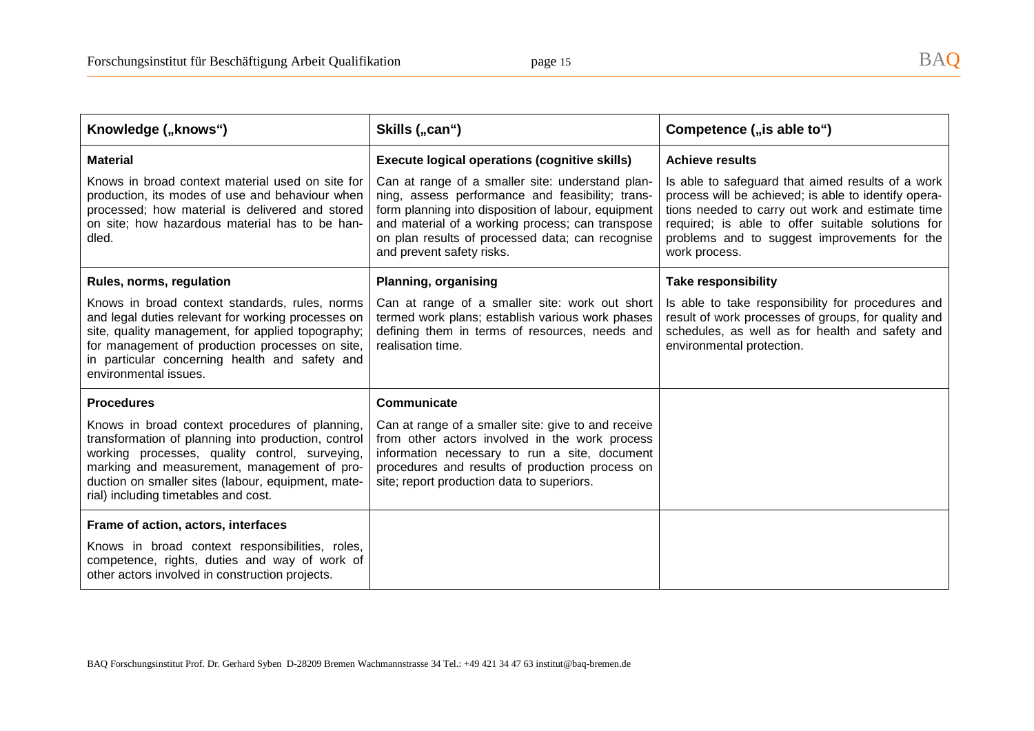| Knowledge („knows“) | Skills („can“) | Competence („is able to“) |
|---|---|---|
| **Material**<br><br>Knows in broad context material used on site for production, its modes of use and behaviour when processed; how material is delivered and stored on site; how hazardous material has to be handled. | **Execute logical operations (cognitive skills)**<br><br>Can at range of a smaller site: understand planning, assess performance and feasibility; transform planning into disposition of labour, equipment and material of a working process; can transpose on plan results of processed data; can recognise and prevent safety risks. | **Achieve results**<br><br>Is able to safeguard that aimed results of a work process will be achieved; is able to identify operations needed to carry out work and estimate time required; is able to offer suitable solutions for problems and to suggest improvements for the work process. |
| **Rules, norms, regulation**<br><br>Knows in broad context standards, rules, norms and legal duties relevant for working processes on site, quality management, for applied topography; for management of production processes on site, in particular concerning health and safety and environmental issues. | **Planning, organising**<br><br>Can at range of a smaller site: work out short termed work plans; establish various work phases defining them in terms of resources, needs and realisation time. | **Take responsibility**<br><br>Is able to take responsibility for procedures and result of work processes of groups, for quality and schedules, as well as for health and safety and environmental protection. |
| **Procedures**<br><br>Knows in broad context procedures of planning, transformation of planning into production, control working processes, quality control, surveying, marking and measurement, management of production on smaller sites (labour, equipment, material) including timetables and cost. | **Communicate**<br><br>Can at range of a smaller site: give to and receive from other actors involved in the work process information necessary to run a site, document procedures and results of production process on site; report production data to superiors. | |
| **Frame of action, actors, interfaces**<br><br>Knows in broad context responsibilities, roles, competence, rights, duties and way of work of other actors involved in construction projects. | | |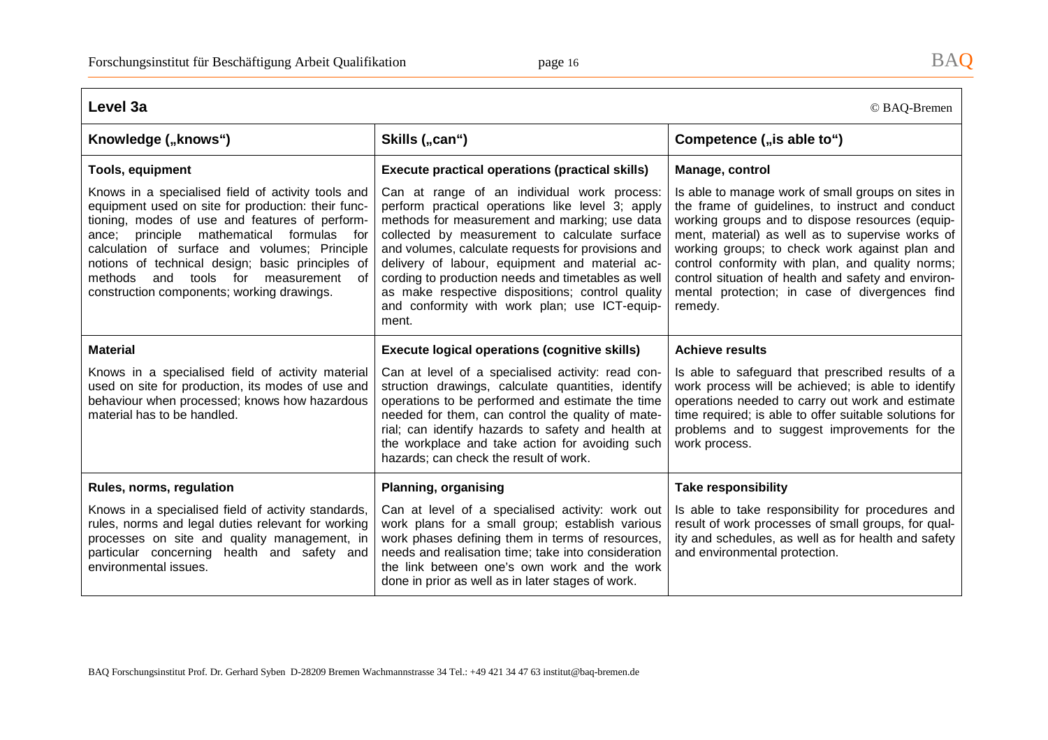**Level 3a** © BAQ-Bremen

| Knowledge („knows") | Skills („can") | Competence („is able to") |
|---|---|---|
| **Tools, equipment** | **Execute practical operations (practical skills)** | **Manage, control** |
| Knows in a specialised field of activity tools and equipment used on site for production: their functioning, modes of use and features of performance; principle mathematical formulas for calculation of surface and volumes; Principle notions of technical design; basic principles of methods and tools for measurement of construction components; working drawings. | Can at range of an individual work process: perform practical operations like level 3; apply methods for measurement and marking; use data collected by measurement to calculate surface and volumes, calculate requests for provisions and delivery of labour, equipment and material according to production needs and timetables as well as make respective dispositions; control quality and conformity with work plan; use ICT-equipment. | Is able to manage work of small groups on sites in the frame of guidelines, to instruct and conduct working groups and to dispose resources (equipment, material) as well as to supervise works of working groups; to check work against plan and control conformity with plan, and quality norms; control situation of health and safety and environmental protection; in case of divergences find remedy. |
| **Material** | **Execute logical operations (cognitive skills)** | **Achieve results** |
| Knows in a specialised field of activity material used on site for production, its modes of use and behaviour when processed; knows how hazardous material has to be handled. | Can at level of a specialised activity: read construction drawings, calculate quantities, identify operations to be performed and estimate the time needed for them, can control the quality of material; can identify hazards to safety and health at the workplace and take action for avoiding such hazards; can check the result of work. | Is able to safeguard that prescribed results of a work process will be achieved; is able to identify operations needed to carry out work and estimate time required; is able to offer suitable solutions for problems and to suggest improvements for the work process. |
| **Rules, norms, regulation** | **Planning, organising** | **Take responsibility** |
| Knows in a specialised field of activity standards, rules, norms and legal duties relevant for working processes on site and quality management, in particular concerning health and safety and environmental issues. | Can at level of a specialised activity: work out work plans for a small group; establish various work phases defining them in terms of resources, needs and realisation time; take into consideration the link between one's own work and the work done in prior as well as in later stages of work. | Is able to take responsibility for procedures and result of work processes of small groups, for quality and schedules, as well as for health and safety and environmental protection. |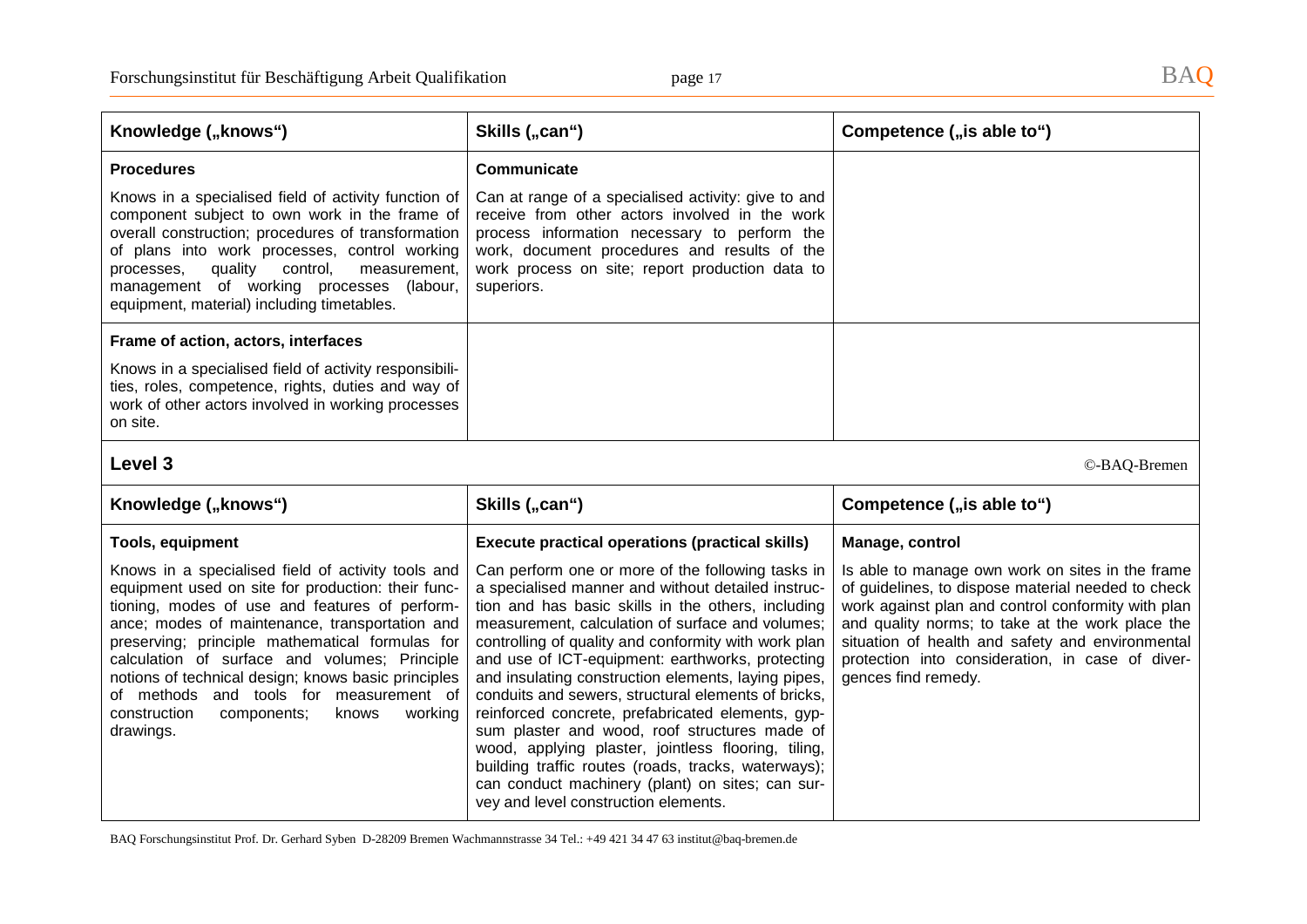| Knowledge („knows") | Skills („can") | Competence („is able to") |
|---|---|---|
| **Procedures**<br><br>Knows in a specialised field of activity function of component subject to own work in the frame of overall construction; procedures of transformation of plans into work processes, control working processes, quality control, measurement, management of working processes (labour, equipment, material) including timetables. | **Communicate**<br><br>Can at range of a specialised activity: give to and receive from other actors involved in the work process information necessary to perform the work, document procedures and results of the work process on site; report production data to superiors. | |
| **Frame of action, actors, interfaces**<br><br>Knows in a specialised field of activity responsibilities, roles, competence, rights, duties and way of work of other actors involved in working processes on site. | | |

## Level 3

©-BAQ-Bremen

| Knowledge („knows") | Skills („can") | Competence („is able to") |
|---|---|---|
| **Tools, equipment**<br><br>Knows in a specialised field of activity tools and equipment used on site for production: their functioning, modes of use and features of performance; modes of maintenance, transportation and preserving; principle mathematical formulas for calculation of surface and volumes; Principle notions of technical design; knows basic principles of methods and tools for measurement of construction components; knows working drawings. | **Execute practical operations (practical skills)**<br><br>Can perform one or more of the following tasks in a specialised manner and without detailed instruction and has basic skills in the others, including measurement, calculation of surface and volumes; controlling of quality and conformity with work plan and use of ICT-equipment: earthworks, protecting and insulating construction elements, laying pipes, conduits and sewers, structural elements of bricks, reinforced concrete, prefabricated elements, gypsum plaster and wood, roof structures made of wood, applying plaster, jointless flooring, tiling, building traffic routes (roads, tracks, waterways); can conduct machinery (plant) on sites; can survey and level construction elements. | **Manage, control**<br><br>Is able to manage own work on sites in the frame of guidelines, to dispose material needed to check work against plan and control conformity with plan and quality norms; to take at the work place the situation of health and safety and environmental protection into consideration, in case of divergences find remedy. |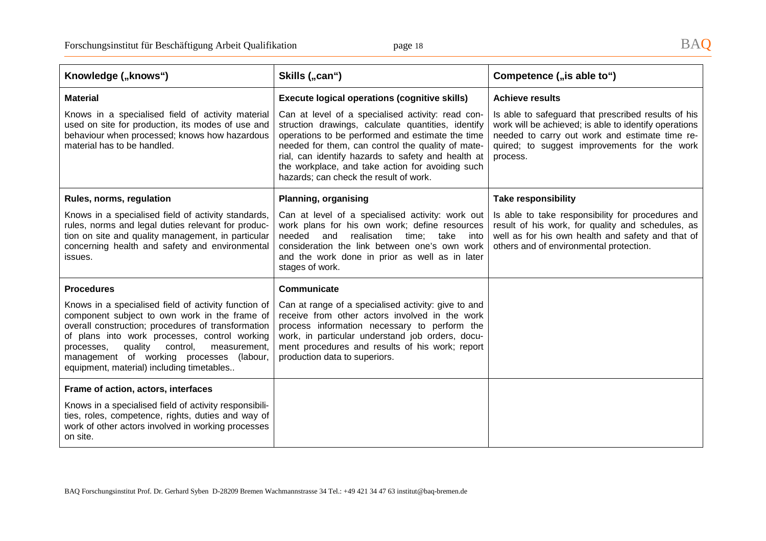| Knowledge („knows“) | Skills („can“) | Competence („is able to“) |
|---|---|---|
| **Material**<br>Knows in a specialised field of activity material used on site for production, its modes of use and behaviour when processed; knows how hazardous material has to be handled. | **Execute logical operations (cognitive skills)**<br>Can at level of a specialised activity: read construction drawings, calculate quantities, identify operations to be performed and estimate the time needed for them, can control the quality of material, can identify hazards to safety and health at the workplace, and take action for avoiding such hazards; can check the result of work. | **Achieve results**<br>Is able to safeguard that prescribed results of his work will be achieved; is able to identify operations needed to carry out work and estimate time required; to suggest improvements for the work process. |
| **Rules, norms, regulation**<br>Knows in a specialised field of activity standards, rules, norms and legal duties relevant for production on site and quality management, in particular concerning health and safety and environmental issues. | **Planning, organising**<br>Can at level of a specialised activity: work out work plans for his own work; define resources needed and realisation time; take into consideration the link between one's own work and the work done in prior as well as in later stages of work. | **Take responsibility**<br>Is able to take responsibility for procedures and result of his work, for quality and schedules, as well as for his own health and safety and that of others and of environmental protection. |
| **Procedures**<br>Knows in a specialised field of activity function of component subject to own work in the frame of overall construction; procedures of transformation of plans into work processes, control working processes, quality control, measurement, management of working processes (labour, equipment, material) including timetables.. | **Communicate**<br>Can at range of a specialised activity: give to and receive from other actors involved in the work process information necessary to perform the work, in particular understand job orders, document procedures and results of his work; report production data to superiors. | |
| **Frame of action, actors, interfaces**<br>Knows in a specialised field of activity responsibilities, roles, competence, rights, duties and way of work of other actors involved in working processes on site. | | |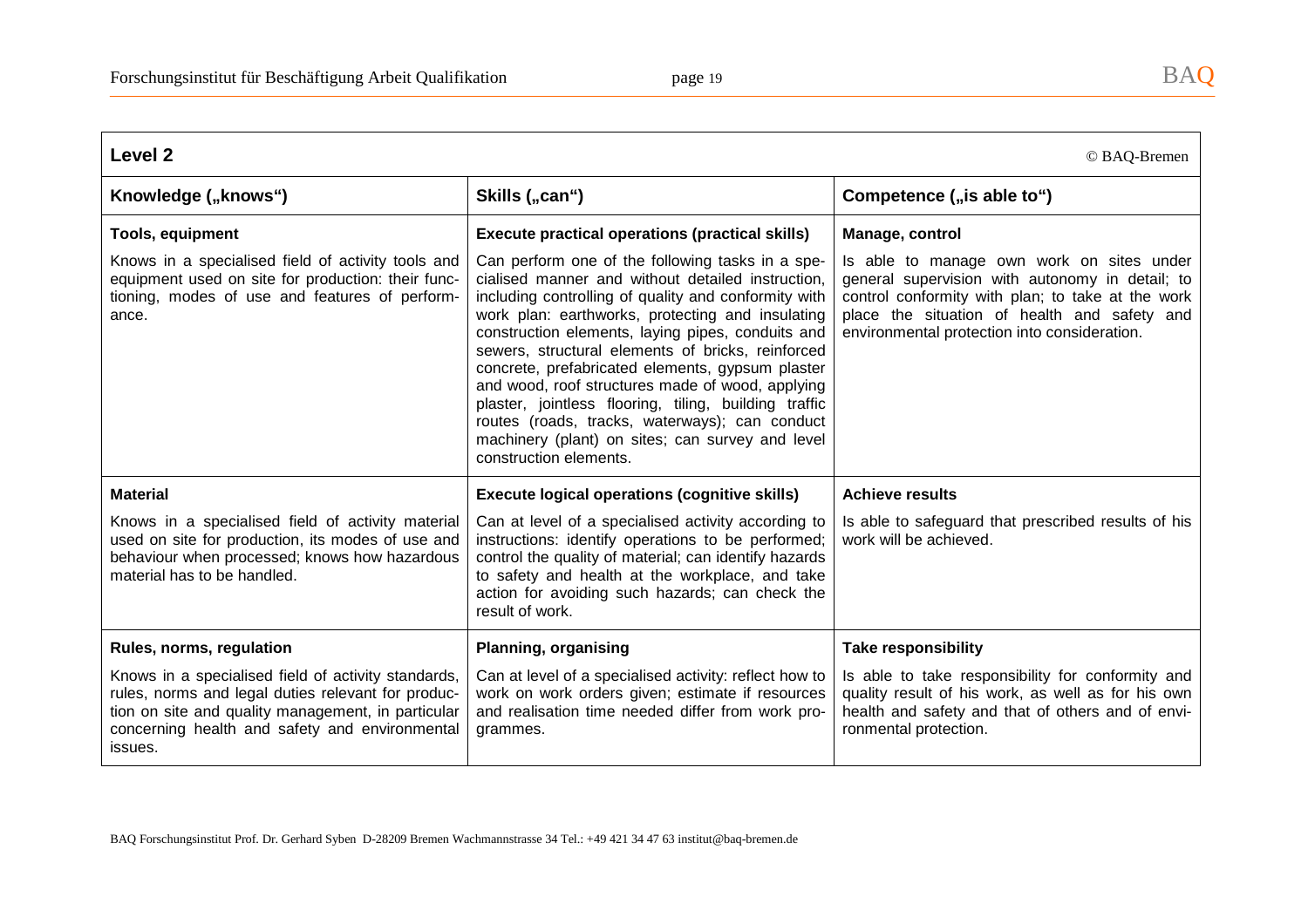## Level 2

© BAQ-Bremen

| Knowledge („knows“) | Skills („can“) | Competence („is able to“) |
|---|---|---|
| **Tools, equipment**<br>Knows in a specialised field of activity tools and equipment used on site for production: their functioning, modes of use and features of performance. | **Execute practical operations (practical skills)**<br>Can perform one of the following tasks in a specialised manner and without detailed instruction, including controlling of quality and conformity with work plan: earthworks, protecting and insulating construction elements, laying pipes, conduits and sewers, structural elements of bricks, reinforced concrete, prefabricated elements, gypsum plaster and wood, roof structures made of wood, applying plaster, jointless flooring, tiling, building traffic routes (roads, tracks, waterways); can conduct machinery (plant) on sites; can survey and level construction elements. | **Manage, control**<br>Is able to manage own work on sites under general supervision with autonomy in detail; to control conformity with plan; to take at the work place the situation of health and safety and environmental protection into consideration. |
| **Material**<br>Knows in a specialised field of activity material used on site for production, its modes of use and behaviour when processed; knows how hazardous material has to be handled. | **Execute logical operations (cognitive skills)**<br>Can at level of a specialised activity according to instructions: identify operations to be performed; control the quality of material; can identify hazards to safety and health at the workplace, and take action for avoiding such hazards; can check the result of work. | **Achieve results**<br>Is able to safeguard that prescribed results of his work will be achieved. |
| **Rules, norms, regulation**<br>Knows in a specialised field of activity standards, rules, norms and legal duties relevant for production on site and quality management, in particular concerning health and safety and environmental issues. | **Planning, organising**<br>Can at level of a specialised activity: reflect how to work on work orders given; estimate if resources and realisation time needed differ from work programmes. | **Take responsibility**<br>Is able to take responsibility for conformity and quality result of his work, as well as for his own health and safety and that of others and of environmental protection. |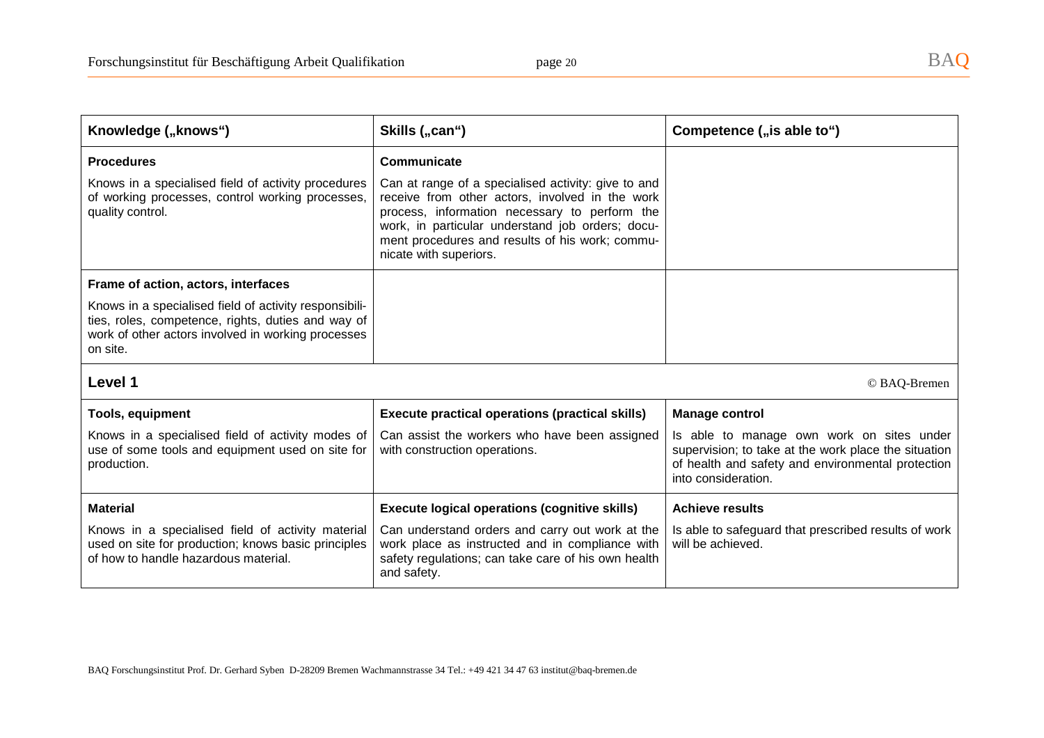| Knowledge („knows“) | Skills („can“) | Competence („is able to“) |
|---|---|---|
| **Procedures**<br>Knows in a specialised field of activity procedures of working processes, control working processes, quality control. | **Communicate**<br>Can at range of a specialised activity: give to and receive from other actors, involved in the work process, information necessary to perform the work, in particular understand job orders; document procedures and results of his work; communicate with superiors. | |
| **Frame of action, actors, interfaces**<br>Knows in a specialised field of activity responsibilities, roles, competence, rights, duties and way of work of other actors involved in working processes on site. | | |

## Level 1

© BAQ-Bremen

| Knowledge („knows“) | Skills („can“) | Competence („is able to“) |
|---|---|---|
| **Tools, equipment**<br>Knows in a specialised field of activity modes of use of some tools and equipment used on site for production. | **Execute practical operations (practical skills)**<br>Can assist the workers who have been assigned with construction operations. | **Manage control**<br>Is able to manage own work on sites under supervision; to take at the work place the situation of health and safety and environmental protection into consideration. |
| **Material**<br>Knows in a specialised field of activity material used on site for production; knows basic principles of how to handle hazardous material. | **Execute logical operations (cognitive skills)**<br>Can understand orders and carry out work at the work place as instructed and in compliance with safety regulations; can take care of his own health and safety. | **Achieve results**<br>Is able to safeguard that prescribed results of work will be achieved. |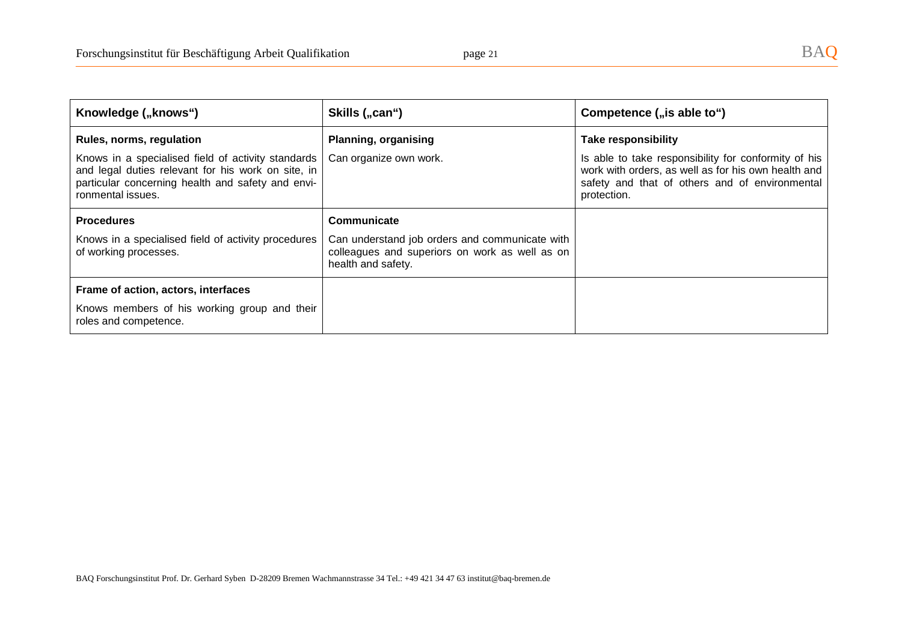| Knowledge („knows“) | Skills („can“) | Competence („is able to“) |
| --- | --- | --- |
| **Rules, norms, regulation**<br><br>Knows in a specialised field of activity standards and legal duties relevant for his work on site, in particular concerning health and safety and environmental issues. | **Planning, organising**<br><br>Can organize own work. | **Take responsibility**<br><br>Is able to take responsibility for conformity of his work with orders, as well as for his own health and safety and that of others and of environmental protection. |
| **Procedures**<br><br>Knows in a specialised field of activity procedures of working processes. | **Communicate**<br><br>Can understand job orders and communicate with colleagues and superiors on work as well as on health and safety. | |
| **Frame of action, actors, interfaces**<br><br>Knows members of his working group and their roles and competence. | | |